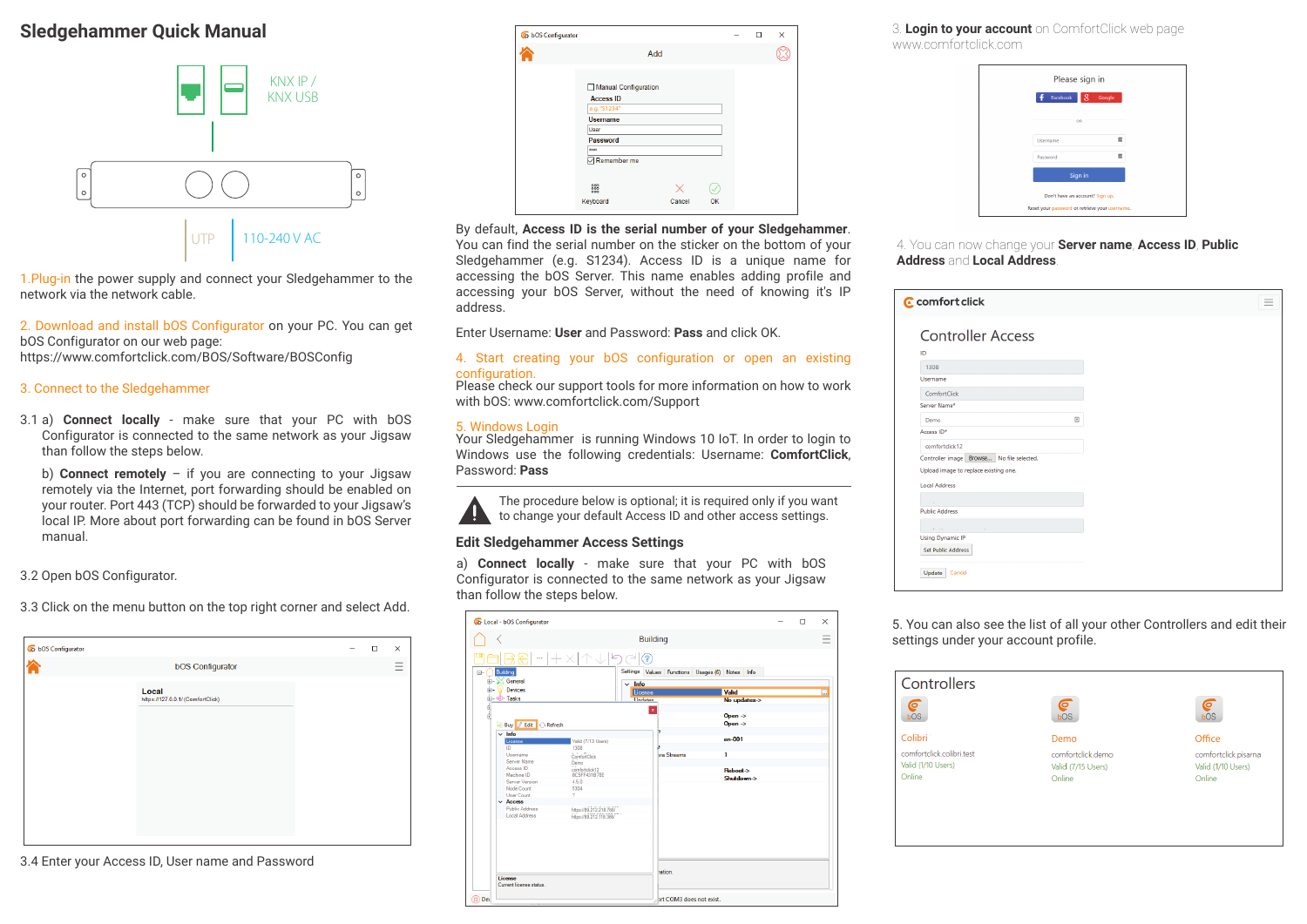# Sledgehammer Quick Manual

KNX IP / KNX USB

UTP

110-240 V AC

1.Plug-in the power supply and connect your Sledgehammer to the network via the network cable.

2. Download and install bOS Configurator on your PC. You can get bOS Configurator on our web page: https://www.comfortclick.com/BOS/Software/BOSConfig

3. Connect to the Sledgehammer

3.1 a) **Connect locally** - make sure that your PC with bOS Configurator is connected to the same network as your Jigsaw than follow the steps below.

b) **Connect remotely** – if you are connecting to your Jigsaw remotely via the Internet, port forwarding should be enabled on your router. Port 443 (TCP) should be forwarded to your Jigsaw's local IP. More about port forwarding can be found in bOS Server manual.

3.2 Open bOS Configurator.

3.3 Click on the menu button on the top right corner and select Add.

3.4 Enter your Access ID, User name and Password

By default, **Access ID is the serial number of your Sledgehammer**. You can find the serial number on the sticker on the bottom of your Sledgehammer (e.g. S1234). Access ID is a unique name for accessing the bOS Server. This name enables adding profile and accessing your bOS Server, without the need of knowing it's IP address.

Enter Username: **User** and Password: **Pass** and click OK.

4. Start creating your bOS configuration or open an existing configuration.

Please check our support tools for more information on how to work with bOS: www.comfortclick.com/Support

5. Windows Login

Your Sledgehammer is running Windows 10 IoT. In order to login to Windows use the following credentials: Username: **ComfortClick**, Password: **Pass**

The procedure below is optional; it is required only if you want to change your default Access ID and other access settings.

## Edit Sledgehammer Access Settings

a) **Connect locally** - make sure that your PC with bOS Configurator is connected to the same network as your Jigsaw than follow the steps below.

3. **Login to your account** on ComfortClick web page www.comfortclick.com

4. You can now change your **Server name**, **Access ID**, **Public Address** and **Local Address**

5. You can also see the list of all your other Controllers and edit their settings under your account profile.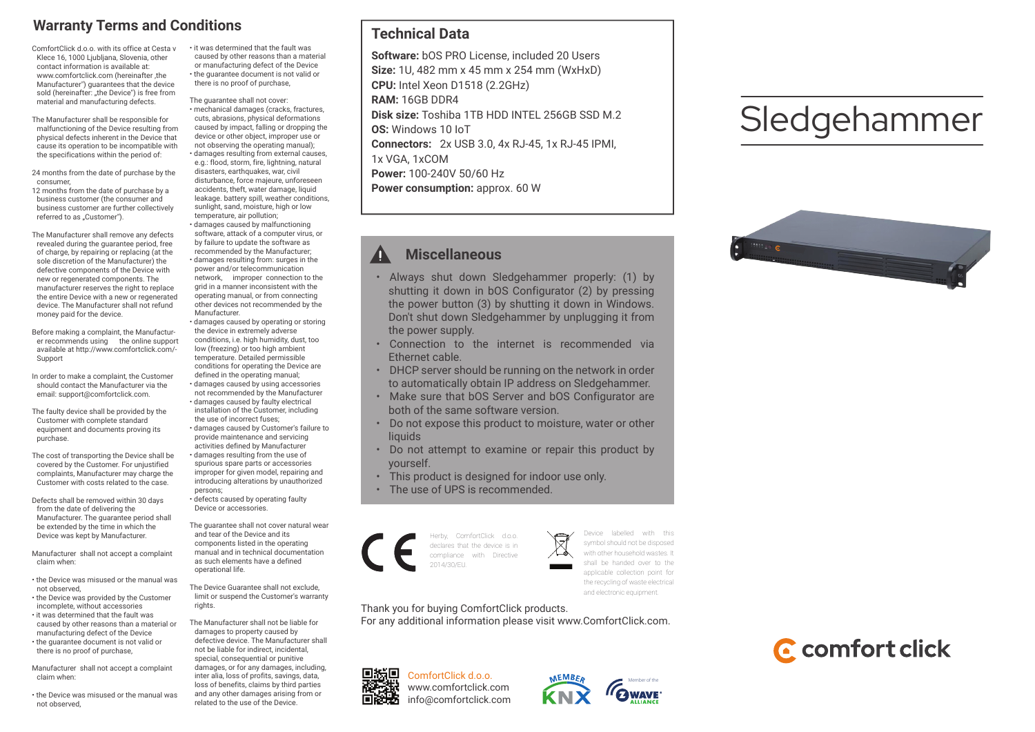## Warranty Terms and Conditions

ComfortClick d.o.o. with its office at Cesta v Klece 16, 1000 Ljubljana, Slovenia, other contact information is available at: www.comfortclick.com (hereinafter „the Manufacturer") guarantees that the device sold (hereinafter: „the Device") is free from material and manufacturing defects.

The Manufacturer shall be responsible for malfunctioning of the Device resulting from physical defects inherent in the Device that cause its operation to be incompatible with the specifications within the period of:

24 months from the date of purchase by the consumer,
12 months from the date of purchase by a business customer (the consumer and business customer are further collectively referred to as „Customer").

The Manufacturer shall remove any defects revealed during the guarantee period, free of charge, by repairing or replacing (at the sole discretion of the Manufacturer) the defective components of the Device with new or regenerated components. The manufacturer reserves the right to replace the entire Device with a new or regenerated device. The Manufacturer shall not refund money paid for the device.

Before making a complaint, the Manufacturer recommends using the online support available at http://www.comfortclick.com/-Support

In order to make a complaint, the Customer should contact the Manufacturer via the email: support@comfortclick.com.

The faulty device shall be provided by the Customer with complete standard equipment and documents proving its purchase.

The cost of transporting the Device shall be covered by the Customer. For unjustified complaints, Manufacturer may charge the Customer with costs related to the case.

Defects shall be removed within 30 days from the date of delivering the Manufacturer. The guarantee period shall be extended by the time in which the Device was kept by Manufacturer.

Manufacturer shall not accept a complaint claim when:

- the Device was misused or the manual was not observed,
- the Device was provided by the Customer incomplete, without accessories
- it was determined that the fault was caused by other reasons than a material or manufacturing defect of the Device
- the guarantee document is not valid or there is no proof of purchase,

Manufacturer shall not accept a complaint claim when:

- the Device was misused or the manual was not observed,
- it was determined that the fault was caused by other reasons than a material or manufacturing defect of the Device
- the guarantee document is not valid or there is no proof of purchase,

The guarantee shall not cover:

- mechanical damages (cracks, fractures, cuts, abrasions, physical deformations caused by impact, falling or dropping the device or other object, improper use or not observing the operating manual);
- damages resulting from external causes, e.g.: flood, storm, fire, lightning, natural disasters, earthquakes, war, civil disturbance, force majeure, unforeseen accidents, theft, water damage, liquid leakage. battery spill, weather conditions, sunlight, sand, moisture, high or low temperature, air pollution;
- damages caused by malfunctioning software, attack of a computer virus, or by failure to update the software as recommended by the Manufacturer;
- damages resulting from: surges in the power and/or telecommunication network, improper connection to the grid in a manner inconsistent with the operating manual, or from connecting other devices not recommended by the Manufacturer.
- damages caused by operating or storing the device in extremely adverse conditions, i.e. high humidity, dust, too low (freezing) or too high ambient temperature. Detailed permissible conditions for operating the Device are defined in the operating manual;
- damages caused by using accessories not recommended by the Manufacturer
- damages caused by faulty electrical installation of the Customer, including the use of incorrect fuses;
- damages caused by Customer's failure to provide maintenance and servicing activities defined by Manufacturer
- damages resulting from the use of spurious spare parts or accessories improper for given model, repairing and introducing alterations by unauthorized persons;
- defects caused by operating faulty Device or accessories.

The guarantee shall not cover natural wear and tear of the Device and its components listed in the operating manual and in technical documentation as such elements have a defined operational life.

The Device Guarantee shall not exclude, limit or suspend the Customer's warranty rights.

The Manufacturer shall not be liable for damages to property caused by defective device. The Manufacturer shall not be liable for indirect, incidental, special, consequential or punitive damages, or for any damages, including, inter alia, loss of profits, savings, data, loss of benefits, claims by third parties and any other damages arising from or related to the use of the Device.

## Technical Data

**Software:** bOS PRO License, included 20 Users
**Size:** 1U, 482 mm x 45 mm x 254 mm (WxHxD)
**CPU:** Intel Xeon D1518 (2.2GHz)
**RAM:** 16GB DDR4
**Disk size:** Toshiba 1TB HDD INTEL 256GB SSD M.2
**OS:** Windows 10 IoT
**Connectors:** 2x USB 3.0, 4x RJ-45, 1x RJ-45 IPMI, 1x VGA, 1xCOM
**Power:** 100-240V 50/60 Hz
**Power consumption:** approx. 60 W

## Miscellaneous

- Always shut down Sledgehammer properly: (1) by shutting it down in bOS Configurator (2) by pressing the power button (3) by shutting it down in Windows. Don't shut down Sledgehammer by unplugging it from the power supply.
- Connection to the internet is recommended via Ethernet cable.
- DHCP server should be running on the network in order to automatically obtain IP address on Sledgehammer.
- Make sure that bOS Server and bOS Configurator are both of the same software version.
- Do not expose this product to moisture, water or other liquids
- Do not attempt to examine or repair this product by yourself.
- This product is designed for indoor use only.
- The use of UPS is recommended.

Herby, ComfortClick d.o.o. declares that the device is in compliance with Directive 2014/30/EU.

Device labelled with this symbol should not be disposed with other household wastes. It shall be handed over to the applicable collection point for the recycling of waste electrical and electronic equipment.

Thank you for buying ComfortClick products.
For any additional information please visit www.ComfortClick.com.

ComfortClick d.o.o.
www.comfortclick.com
info@comfortclick.com

# Sledgehammer

comfort click